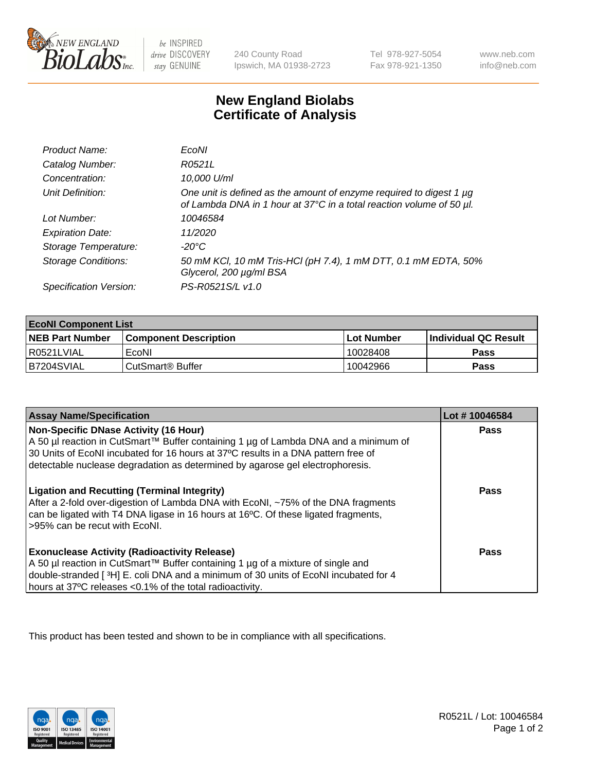# New England Biolabs Certificate of Analysis

| | |
|---|---|
| *Product Name:* | *EcoNI* |
| *Catalog Number:* | *R0521L* |
| *Concentration:* | *10,000 U/ml* |
| *Unit Definition:* | *One unit is defined as the amount of enzyme required to digest 1 µg of Lambda DNA in 1 hour at 37°C in a total reaction volume of 50 µl.* |
| *Lot Number:* | *10046584* |
| *Expiration Date:* | *11/2020* |
| *Storage Temperature:* | *-20°C* |
| *Storage Conditions:* | *50 mM KCl, 10 mM Tris-HCl (pH 7.4), 1 mM DTT, 0.1 mM EDTA, 50% Glycerol, 200 µg/ml BSA* |
| *Specification Version:* | *PS-R0521S/L v1.0* |

| EcoNI Component List | | | |
|---|---|---|---|
| **NEB Part Number** | **Component Description** | **Lot Number** | **Individual QC Result** |
| R0521LVIAL | EcoNI | 10028408 | **Pass** |
| B7204SVIAL | CutSmart® Buffer | 10042966 | **Pass** |

| Assay Name/Specification | Lot # 10046584 |
|---|---|
| **Non-Specific DNase Activity (16 Hour)**<br>A 50 µl reaction in CutSmart™ Buffer containing 1 µg of Lambda DNA and a minimum of 30 Units of EcoNI incubated for 16 hours at 37ºC results in a DNA pattern free of detectable nuclease degradation as determined by agarose gel electrophoresis. | **Pass** |
| **Ligation and Recutting (Terminal Integrity)**<br>After a 2-fold over-digestion of Lambda DNA with EcoNI, ~75% of the DNA fragments can be ligated with T4 DNA ligase in 16 hours at 16ºC. Of these ligated fragments, >95% can be recut with EcoNI. | **Pass** |
| **Exonuclease Activity (Radioactivity Release)**<br>A 50 µl reaction in CutSmart™ Buffer containing 1 µg of a mixture of single and double-stranded [ $^{3}$H] E. coli DNA and a minimum of 30 units of EcoNI incubated for 4 hours at 37ºC releases <0.1% of the total radioactivity. | **Pass** |

This product has been tested and shown to be in compliance with all specifications.

R0521L / Lot: 10046584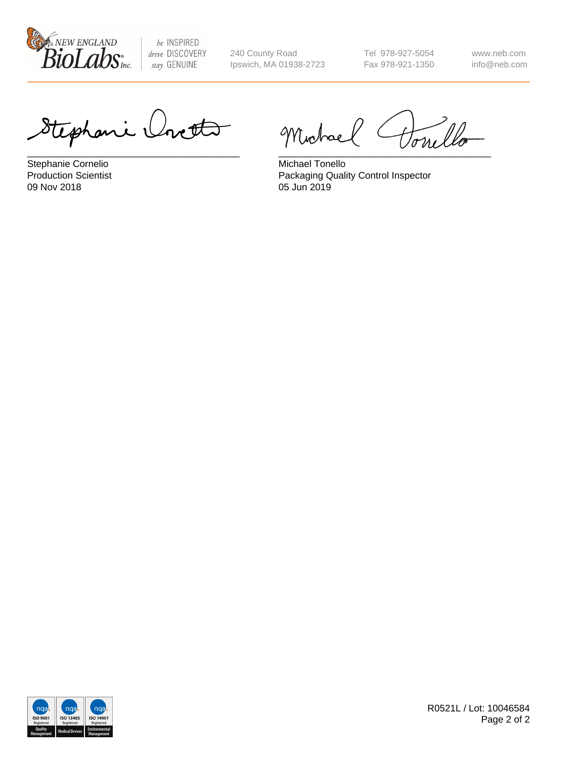Stephanie Cornelio
Production Scientist
09 Nov 2018

Michael Tonello
Packaging Quality Control Inspector
05 Jun 2019